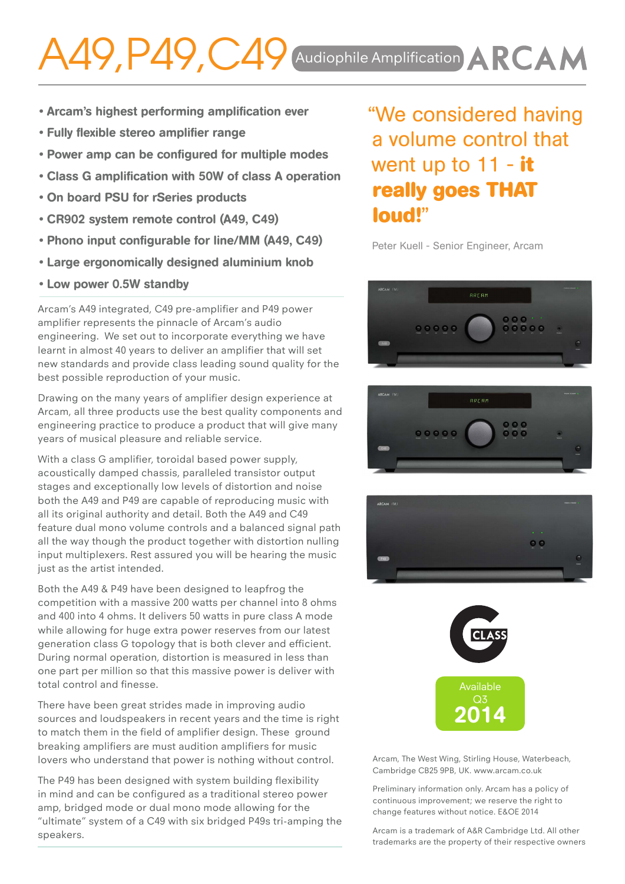# A49,P49,C49 Audiophile Amplification ARCAM

- **Arcam's highest performing amplification ever**
- **Fully flexible stereo amplifier range**
- **Power amp can be configured for multiple modes**
- **Class G amplification with 50W of class A operation**
- **On board PSU for rSeries products**
- **CR902 system remote control (A49, C49)**
- **Phono input configurable for line/MM (A49, C49)**
- **Large ergonomically designed aluminium knob**
- **Low power 0.5W standby**

Arcam's A49 integrated, C49 pre-amplifier and P49 power amplifier represents the pinnacle of Arcam's audio engineering. We set out to incorporate everything we have learnt in almost 40 years to deliver an amplifier that will set new standards and provide class leading sound quality for the best possible reproduction of your music.

Drawing on the many years of amplifier design experience at Arcam, all three products use the best quality components and engineering practice to produce a product that will give many years of musical pleasure and reliable service.

With a class G amplifier, toroidal based power supply, acoustically damped chassis, paralleled transistor output stages and exceptionally low levels of distortion and noise both the A49 and P49 are capable of reproducing music with all its original authority and detail. Both the A49 and C49 feature dual mono volume controls and a balanced signal path all the way though the product together with distortion nulling input multiplexers. Rest assured you will be hearing the music just as the artist intended.

Both the A49 & P49 have been designed to leapfrog the competition with a massive 200 watts per channel into 8 ohms and 400 into 4 ohms. It delivers 50 watts in pure class A mode while allowing for huge extra power reserves from our latest generation class G topology that is both clever and efficient. During normal operation, distortion is measured in less than one part per million so that this massive power is deliver with total control and finesse.

There have been great strides made in improving audio sources and loudspeakers in recent years and the time is right to match them in the field of amplifier design. These ground breaking amplifiers are must audition amplifiers for music lovers who understand that power is nothing without control.

The P49 has been designed with system building flexibility in mind and can be configured as a traditional stereo power amp, bridged mode or dual mono mode allowing for the "ultimate" system of a C49 with six bridged P49s tri-amping the speakers.

"We considered having a volume control that went up to 11 - **it really goes THAT loud!**"

Peter Kuell - Senior Engineer, Arcam

CLASS

Available Q3 **2014**

Arcam, The West Wing, Stirling House, Waterbeach, Cambridge CB25 9PB, UK. www.arcam.co.uk

Preliminary information only. Arcam has a policy of continuous improvement; we reserve the right to change features without notice. E&OE 2014

Arcam is a trademark of A&R Cambridge Ltd. All other trademarks are the property of their respective owners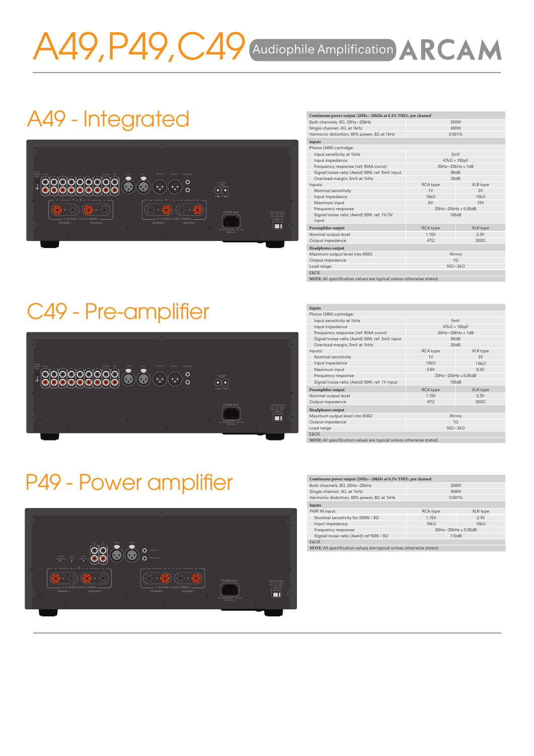# A49, P49, C49 Audiophile Amplification ARCAM

## A49 - Integrated

| Continuous power output (20Hz—20kHz at 0.2% THD), per channel | | |
|---|---|---|
| Both channels, 8Ω, 20Hz—20kHz | 200W | |
| Single channel, 4Ω, at 1kHz | 400W | |
| Harmonic distortion, 80% power, 8Ω at 1kHz | 0.001% | |
| **Inputs** | | |
| Phono (MM) cartridge: | | |
| Input sensitivity at 1kHz | 5mV | |
| Input impedance | 47kΩ + 100pF | |
| Frequency response (ref. RIAA curve) | 20Hz—20kHz ± 1dB | |
| Signal/noise ratio (Awtd) 50W, ref. 5mV input | 80dB | |
| Overload margin, 5mV at 1kHz | 20dB | |
| Inputs: | RCA type | XLR type |
| Nominal sensitivity | 1V | 2V |
| Input impedance | 10kΩ | 10kΩ |
| Maximum input | 8V | 15V |
| Frequency response | 20Hz—20kHz ± 0.05dB | |
| Signal/noise ratio (Awtd) 50W, ref. 1V/2V input | 105dB | |
| **Preamplifier output** | RCA type | XLR type |
| Nominal output level | 1.15V | 2.3V |
| Output impedance | 47Ω | 200Ω |
| **Headphones output** | | |
| Maximum output level into 600Ω | 4Vrms | |
| Output impedance | 1Ω | |
| Load range | 16Ω—2kΩ | |
| E&OE | | |

**NOTE:** All specification values are typical unless otherwise stated.

## C49 - Pre-amplifier

| **Inputs** | | |
|---|---|---|
| Phono (MM) cartridge: | | |
| Input sensitivity at 1kHz | 5mV | |
| Input impedance | 47kΩ + 100pF | |
| Frequency response (ref. RIAA curve) | 20Hz—20kHz ± 1dB | |
| Signal/noise ratio (Awtd) 50W, ref. 5mV input | 80dB | |
| Overload margin, 5mV at 1kHz | 20dB | |
| Inputs: | RCA type | XLR type |
| Nominal sensitivity | 1V | 2V |
| Input impedance | 10kΩ | 10kΩ |
| Maximum input | 4.6V | 8.2V |
| Frequency response | 20Hz—20kHz ± 0.05dB | |
| Signal/noise ratio (Awtd) 50W, ref. 1V input | 105dB | |
| **Preamplifier output** | RCA type | XLR type |
| Nominal output level | 1.15V | 2.3V |
| Output impedance | 47Ω | 200Ω |
| **Headphones output** | | |
| Maximum output level into 600Ω | 4Vrms | |
| Output impedance | 1Ω | |
| Load range | 16Ω—2kΩ | |
| E&OE | | |

**NOTE:** All specification values are typical unless otherwise stated.

## P49 - Power amplifier

| Continuous power output (20Hz—20kHz at 0.2% THD), per channel | | |
|---|---|---|
| Both channels, 8Ω, 20Hz—20kHz | 200W | |
| Single channel, 4Ω, at 1kHz | 400W | |
| Harmonic distortion, 80% power, 8Ω at 1kHz | 0.001% | |
| **Inputs** | | |
| PWR IN input: | RCA type | XLR type |
| Nominal sensitivity for 200W / 8Ω | 1.15V | 2.3V |
| Input impedance | 10kΩ | 10kΩ |
| Frequency response | 20Hz—20kHz ± 0.05dB | |
| Signal/noise ratio (Awtd) ref 50W / 8Ω | 110dB | |
| E&OE | | |

**NOTE:** All specification values are typical unless otherwise stated.